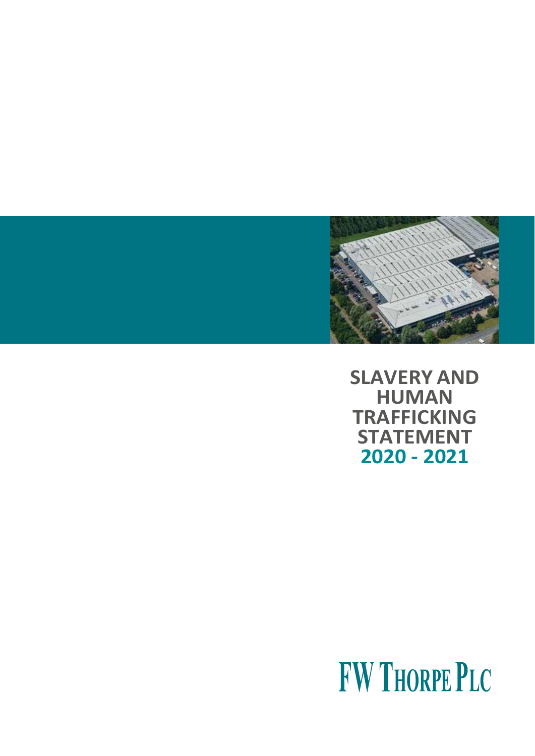# SLAVERY AND HUMAN TRAFFICKING STATEMENT 2020 - 2021

FW THORPE PLC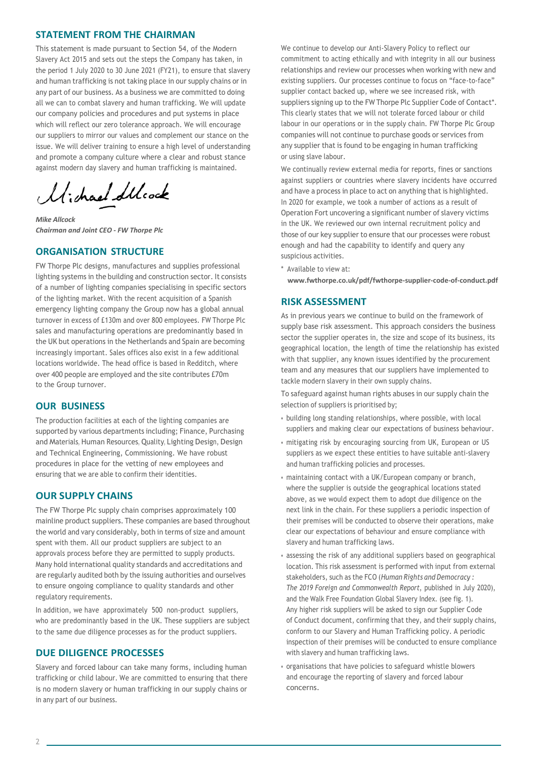## STATEMENT FROM THE CHAIRMAN

This statement is made pursuant to Section 54, of the Modern Slavery Act 2015 and sets out the steps the Company has taken, in the period 1 July 2020 to 30 June 2021 (FY21), to ensure that slavery and human trafficking is not taking place in our supply chains or in any part of our business. As a business we are committed to doing all we can to combat slavery and human trafficking. We will update our company policies and procedures and put systems in place which will reflect our zero tolerance approach. We will encourage our suppliers to mirror our values and complement our stance on the issue. We will deliver training to ensure a high level of understanding and promote a company culture where a clear and robust stance against modern day slavery and human trafficking is maintained.

***Mike Allcock***
***Chairman and Joint CEO - FW Thorpe Plc***

## ORGANISATION STRUCTURE

FW Thorpe Plc designs, manufactures and supplies professional lighting systems in the building and construction sector. It consists of a number of lighting companies specialising in specific sectors of the lighting market. With the recent acquisition of a Spanish emergency lighting company the Group now has a global annual turnover in excess of £130m and over 800 employees. FW Thorpe Plc sales and manufacturing operations are predominantly based in the UK but operations in the Netherlands and Spain are becoming increasingly important. Sales offices also exist in a few additional locations worldwide. The head office is based in Redditch, where over 400 people are employed and the site contributes £70m to the Group turnover.

## OUR BUSINESS

The production facilities at each of the lighting companies are supported by various departments including; Finance, Purchasing and Materials, Human Resources, Quality, Lighting Design, Design and Technical Engineering, Commissioning. We have robust procedures in place for the vetting of new employees and ensuring that we are able to confirm their identities.

## OUR SUPPLY CHAINS

The FW Thorpe Plc supply chain comprises approximately 100 mainline product suppliers. These companies are based throughout the world and vary considerably, both in terms of size and amount spent with them. All our product suppliers are subject to an approvals process before they are permitted to supply products. Many hold international quality standards and accreditations and are regularly audited both by the issuing authorities and ourselves to ensure ongoing compliance to quality standards and other regulatory requirements.

In addition, we have approximately 500 non-product suppliers, who are predominantly based in the UK. These suppliers are subject to the same due diligence processes as for the product suppliers.

## DUE DILIGENCE PROCESSES

Slavery and forced labour can take many forms, including human trafficking or child labour. We are committed to ensuring that there is no modern slavery or human trafficking in our supply chains or in any part of our business.

We continue to develop our Anti-Slavery Policy to reflect our commitment to acting ethically and with integrity in all our business relationships and review our processes when working with new and existing suppliers. Our processes continue to focus on "face-to-face" supplier contact backed up, where we see increased risk, with suppliers signing up to the FW Thorpe Plc Supplier Code of Contact*. This clearly states that we will not tolerate forced labour or child labour in our operations or in the supply chain. FW Thorpe Plc Group companies will not continue to purchase goods or services from any supplier that is found to be engaging in human trafficking or using slave labour.

We continually review external media for reports, fines or sanctions against suppliers or countries where slavery incidents have occurred and have a process in place to act on anything that is highlighted. In 2020 for example, we took a number of actions as a result of Operation Fort uncovering a significant number of slavery victims in the UK. We reviewed our own internal recruitment policy and those of our key supplier to ensure that our processes were robust enough and had the capability to identify and query any suspicious activities.

\* Available to view at:
**www.fwthorpe.co.uk/pdf/fwthorpe-supplier-code-of-conduct.pdf**

## RISK ASSESSMENT

As in previous years we continue to build on the framework of supply base risk assessment. This approach considers the business sector the supplier operates in, the size and scope of its business, its geographical location, the length of time the relationship has existed with that supplier, any known issues identified by the procurement team and any measures that our suppliers have implemented to tackle modern slavery in their own supply chains.

To safeguard against human rights abuses in our supply chain the selection of suppliers is prioritised by;

- building long standing relationships, where possible, with local suppliers and making clear our expectations of business behaviour.
- mitigating risk by encouraging sourcing from UK, European or US suppliers as we expect these entities to have suitable anti-slavery and human trafficking policies and processes.
- maintaining contact with a UK/European company or branch, where the supplier is outside the geographical locations stated above, as we would expect them to adopt due diligence on the next link in the chain. For these suppliers a periodic inspection of their premises will be conducted to observe their operations, make clear our expectations of behaviour and ensure compliance with slavery and human trafficking laws.
- assessing the risk of any additional suppliers based on geographical location. This risk assessment is performed with input from external stakeholders, such as the FCO (*Human Rights and Democracy : The 2019 Foreign and Commonwealth Report*, published in July 2020), and the Walk Free Foundation Global Slavery Index. (see fig. 1). Any higher risk suppliers will be asked to sign our Supplier Code of Conduct document, confirming that they, and their supply chains, conform to our Slavery and Human Trafficking policy. A periodic inspection of their premises will be conducted to ensure compliance with slavery and human trafficking laws.
- organisations that have policies to safeguard whistle blowers and encourage the reporting of slavery and forced labour concerns.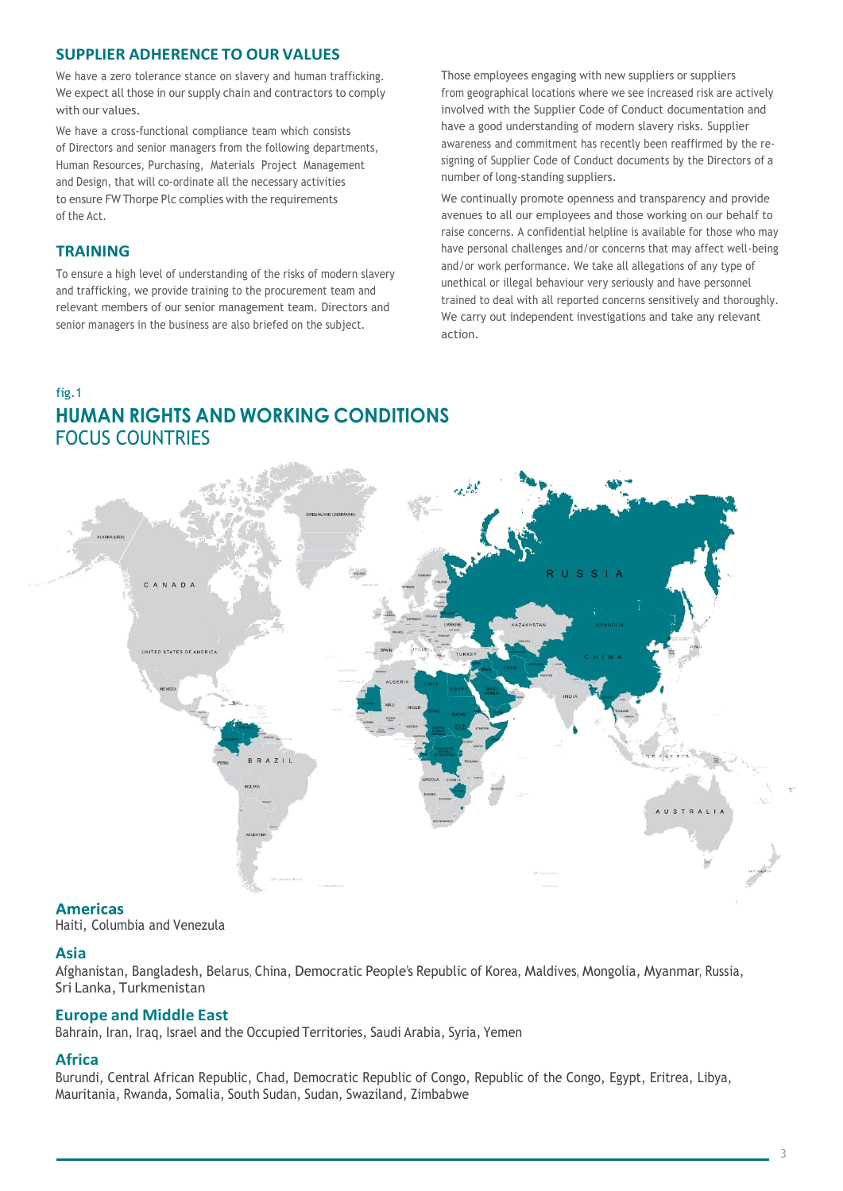## SUPPLIER ADHERENCE TO OUR VALUES

We have a zero tolerance stance on slavery and human trafficking. We expect all those in our supply chain and contractors to comply with our values.

We have a cross-functional compliance team which consists of Directors and senior managers from the following departments, Human Resources, Purchasing, Materials Project Management and Design, that will co-ordinate all the necessary activities to ensure FW Thorpe Plc complies with the requirements of the Act.

## TRAINING

To ensure a high level of understanding of the risks of modern slavery and trafficking, we provide training to the procurement team and relevant members of our senior management team. Directors and senior managers in the business are also briefed on the subject.

Those employees engaging with new suppliers or suppliers from geographical locations where we see increased risk are actively involved with the Supplier Code of Conduct documentation and have a good understanding of modern slavery risks. Supplier awareness and commitment has recently been reaffirmed by the re-signing of Supplier Code of Conduct documents by the Directors of a number of long-standing suppliers.

We continually promote openness and transparency and provide avenues to all our employees and those working on our behalf to raise concerns. A confidential helpline is available for those who may have personal challenges and/or concerns that may affect well-being and/or work performance. We take all allegations of any type of unethical or illegal behaviour very seriously and have personnel trained to deal with all reported concerns sensitively and thoroughly. We carry out independent investigations and take any relevant action.

fig.1

## HUMAN RIGHTS AND WORKING CONDITIONS
FOCUS COUNTRIES

### Americas
Haiti, Columbia and Venezula

### Asia
Afghanistan, Bangladesh, Belarus, China, Democratic People's Republic of Korea, Maldives, Mongolia, Myanmar, Russia, Sri Lanka, Turkmenistan

### Europe and Middle East
Bahrain, Iran, Iraq, Israel and the Occupied Territories, Saudi Arabia, Syria, Yemen

### Africa
Burundi, Central African Republic, Chad, Democratic Republic of Congo, Republic of the Congo, Egypt, Eritrea, Libya, Mauritania, Rwanda, Somalia, South Sudan, Sudan, Swaziland, Zimbabwe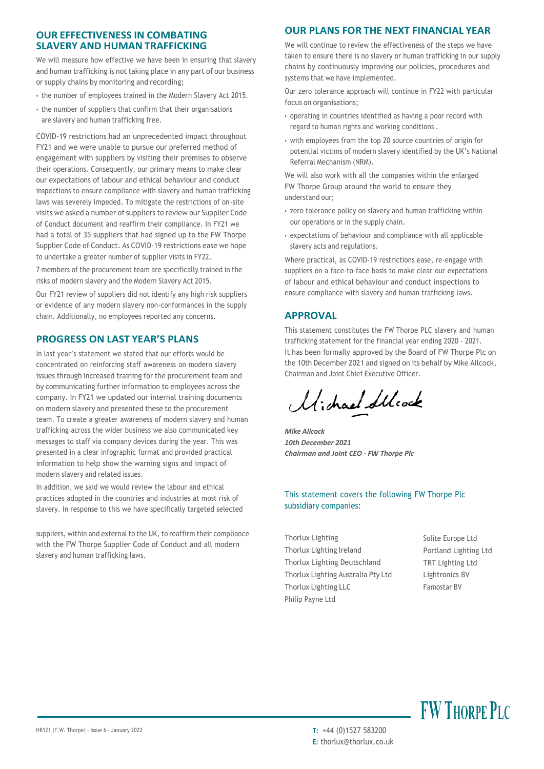## OUR EFFECTIVENESS IN COMBATING SLAVERY AND HUMAN TRAFFICKING

We will measure how effective we have been in ensuring that slavery and human trafficking is not taking place in any part of our business or supply chains by monitoring and recording;

- the number of employees trained in the Modern Slavery Act 2015.
- the number of suppliers that confirm that their organisations are slavery and human trafficking free.

COVID-19 restrictions had an unprecedented impact throughout FY21 and we were unable to pursue our preferred method of engagement with suppliers by visiting their premises to observe their operations. Consequently, our primary means to make clear our expectations of labour and ethical behaviour and conduct inspections to ensure compliance with slavery and human trafficking laws was severely impeded. To mitigate the restrictions of on-site visits we asked a number of suppliers to review our Supplier Code of Conduct document and reaffirm their compliance. In FY21 we had a total of 35 suppliers that had signed up to the FW Thorpe Supplier Code of Conduct. As COVID-19 restrictions ease we hope to undertake a greater number of supplier visits in FY22.

7 members of the procurement team are specifically trained in the risks of modern slavery and the Modern Slavery Act 2015.

Our FY21 review of suppliers did not identify any high risk suppliers or evidence of any modern slavery non-conformances in the supply chain. Additionally, no employees reported any concerns.

## PROGRESS ON LAST YEAR'S PLANS

In last year's statement we stated that our efforts would be concentrated on reinforcing staff awareness on modern slavery issues through increased training for the procurement team and by communicating further information to employees across the company. In FY21 we updated our internal training documents on modern slavery and presented these to the procurement team. To create a greater awareness of modern slavery and human trafficking across the wider business we also communicated key messages to staff via company devices during the year. This was presented in a clear infographic format and provided practical information to help show the warning signs and impact of modern slavery and related issues.

In addition, we said we would review the labour and ethical practices adopted in the countries and industries at most risk of slavery. In response to this we have specifically targeted selected suppliers, within and external to the UK, to reaffirm their compliance with the FW Thorpe Supplier Code of Conduct and all modern slavery and human trafficking laws.

## OUR PLANS FOR THE NEXT FINANCIAL YEAR

We will continue to review the effectiveness of the steps we have taken to ensure there is no slavery or human trafficking in our supply chains by continuously improving our policies, procedures and systems that we have implemented.

Our zero tolerance approach will continue in FY22 with particular focus on organisations;

- operating in countries identified as having a poor record with regard to human rights and working conditions .
- with employees from the top 20 source countries of origin for potential victims of modern slavery identified by the UK's National Referral Mechanism (NRM).

We will also work with all the companies within the enlarged FW Thorpe Group around the world to ensure they understand our;

- zero tolerance policy on slavery and human trafficking within our operations or in the supply chain.
- expectations of behaviour and compliance with all applicable slavery acts and regulations.

Where practical, as COVID-19 restrictions ease, re-engage with suppliers on a face-to-face basis to make clear our expectations of labour and ethical behaviour and conduct inspections to ensure compliance with slavery and human trafficking laws.

## APPROVAL

This statement constitutes the FW Thorpe PLC slavery and human trafficking statement for the financial year ending 2020 - 2021. It has been formally approved by the Board of FW Thorpe Plc on the 10th December 2021 and signed on its behalf by Mike Allcock, Chairman and Joint Chief Executive Officer.

Michael Allcock

***Mike Allcock***
***10th December 2021***
***Chairman and Joint CEO - FW Thorpe Plc***

This statement covers the following FW Thorpe Plc subsidiary companies:

- Thorlux Lighting
- Thorlux Lighting Ireland
- Thorlux Lighting Deutschland
- Thorlux Lighting Australia Pty Ltd
- Thorlux Lighting LLC
- Philip Payne Ltd
- Solite Europe Ltd
- Portland Lighting Ltd
- TRT Lighting Ltd
- Lightronics BV
- Famostar BV

HR121 (F.W. Thorpe) - Issue 6 - January 2022

**T:** +44 (0)1527 583200
**E:** thorlux@thorlux.co.uk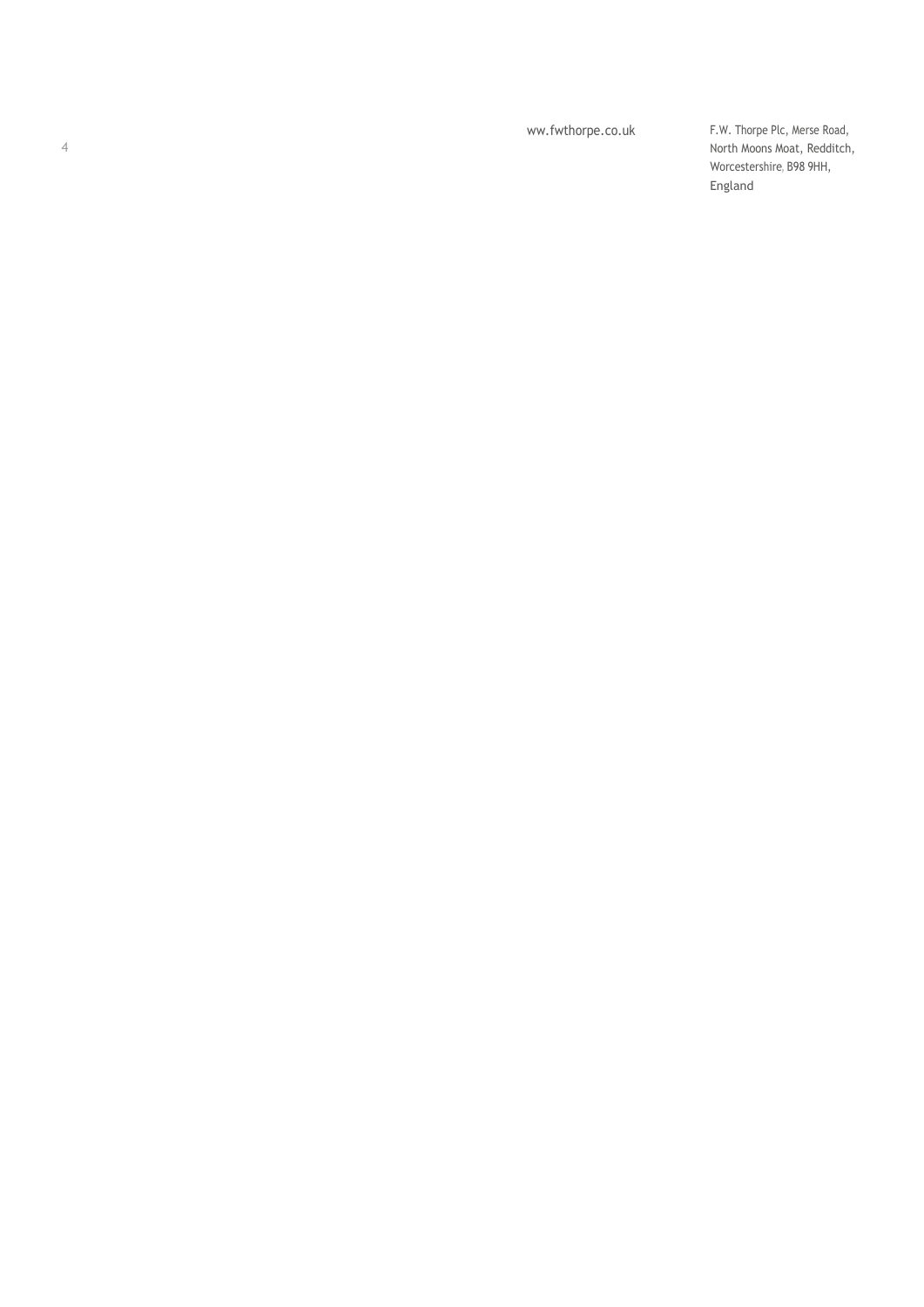ww.fwthorpe.co.uk

F.W. Thorpe Plc, Merse Road,
North Moons Moat, Redditch,
Worcestershire, B98 9HH,
England